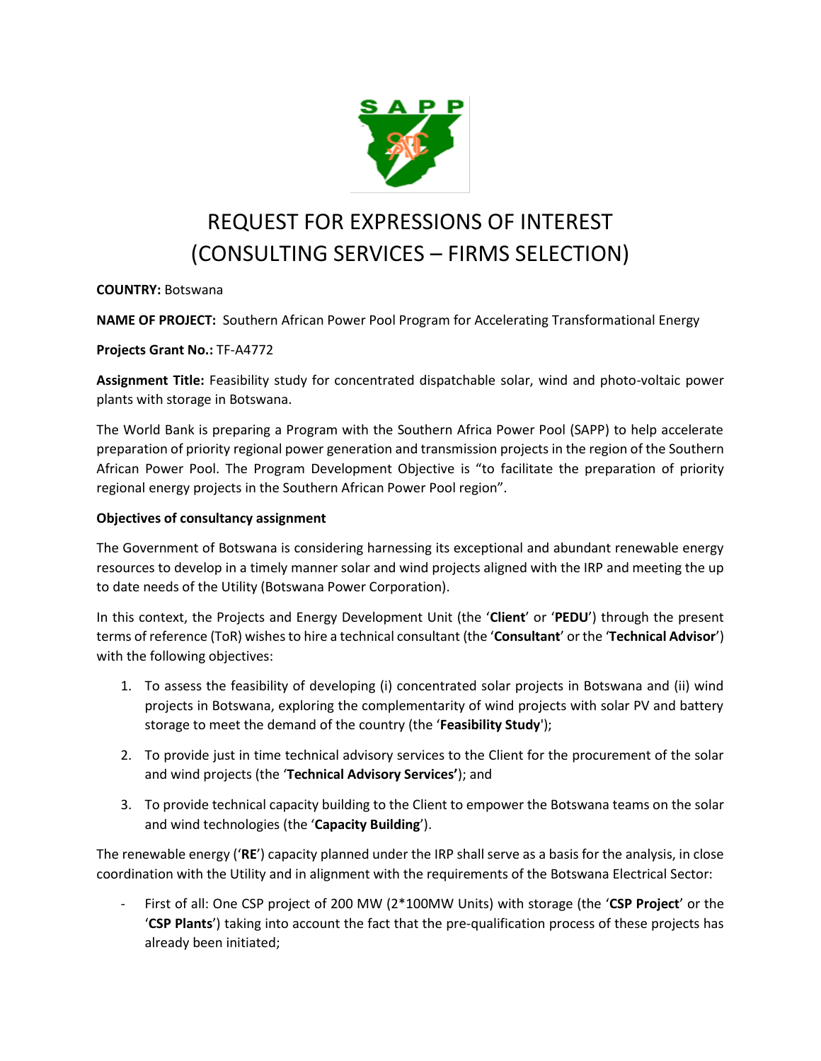# REQUEST FOR EXPRESSIONS OF INTEREST (CONSULTING SERVICES – FIRMS SELECTION)

**COUNTRY:** Botswana

**NAME OF PROJECT:** Southern African Power Pool Program for Accelerating Transformational Energy

**Projects Grant No.:** TF-A4772

**Assignment Title:** Feasibility study for concentrated dispatchable solar, wind and photo-voltaic power plants with storage in Botswana.

The World Bank is preparing a Program with the Southern Africa Power Pool (SAPP) to help accelerate preparation of priority regional power generation and transmission projects in the region of the Southern African Power Pool. The Program Development Objective is "to facilitate the preparation of priority regional energy projects in the Southern African Power Pool region".

**Objectives of consultancy assignment**

The Government of Botswana is considering harnessing its exceptional and abundant renewable energy resources to develop in a timely manner solar and wind projects aligned with the IRP and meeting the up to date needs of the Utility (Botswana Power Corporation).

In this context, the Projects and Energy Development Unit (the '**Client**' or '**PEDU**') through the present terms of reference (ToR) wishes to hire a technical consultant (the '**Consultant**' or the '**Technical Advisor**') with the following objectives:

1. To assess the feasibility of developing (i) concentrated solar projects in Botswana and (ii) wind projects in Botswana, exploring the complementarity of wind projects with solar PV and battery storage to meet the demand of the country (the '**Feasibility Study**');
2. To provide just in time technical advisory services to the Client for the procurement of the solar and wind projects (the '**Technical Advisory Services'**); and
3. To provide technical capacity building to the Client to empower the Botswana teams on the solar and wind technologies (the '**Capacity Building**').

The renewable energy ('**RE**') capacity planned under the IRP shall serve as a basis for the analysis, in close coordination with the Utility and in alignment with the requirements of the Botswana Electrical Sector:

- First of all: One CSP project of 200 MW (2*100MW Units) with storage (the '**CSP Project**' or the '**CSP Plants**') taking into account the fact that the pre-qualification process of these projects has already been initiated;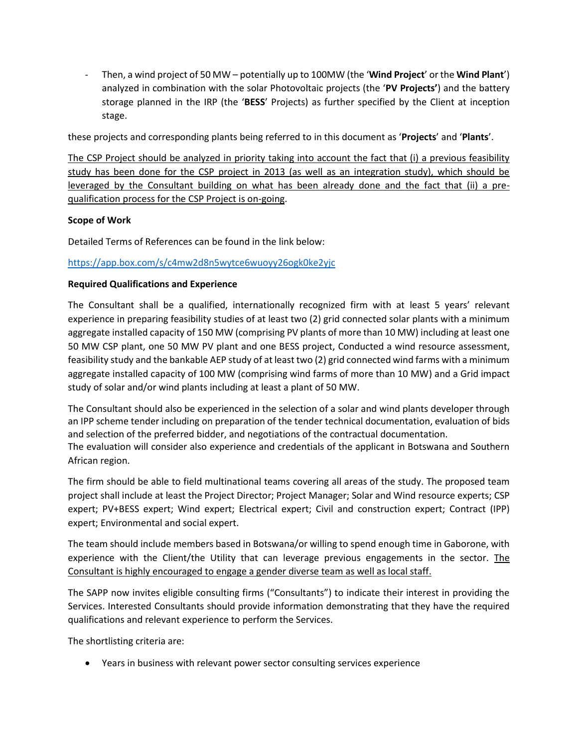- Then, a wind project of 50 MW – potentially up to 100MW (the '**Wind Project**' or the **Wind Plant**') analyzed in combination with the solar Photovoltaic projects (the '**PV Projects'**) and the battery storage planned in the IRP (the '**BESS**' Projects) as further specified by the Client at inception stage.

these projects and corresponding plants being referred to in this document as '**Projects**' and '**Plants**'.

<u>The CSP Project should be analyzed in priority taking into account the fact that (i) a previous feasibility study has been done for the CSP project in 2013 (as well as an integration study), which should be leveraged by the Consultant building on what has been already done and the fact that (ii) a pre-qualification process for the CSP Project is on-going</u>.

**Scope of Work**

Detailed Terms of References can be found in the link below:

https://app.box.com/s/c4mw2d8n5wytce6wuoyy26ogk0ke2yjc

**Required Qualifications and Experience**

The Consultant shall be a qualified, internationally recognized firm with at least 5 years' relevant experience in preparing feasibility studies of at least two (2) grid connected solar plants with a minimum aggregate installed capacity of 150 MW (comprising PV plants of more than 10 MW) including at least one 50 MW CSP plant, one 50 MW PV plant and one BESS project, Conducted a wind resource assessment, feasibility study and the bankable AEP study of at least two (2) grid connected wind farms with a minimum aggregate installed capacity of 100 MW (comprising wind farms of more than 10 MW) and a Grid impact study of solar and/or wind plants including at least a plant of 50 MW.

The Consultant should also be experienced in the selection of a solar and wind plants developer through an IPP scheme tender including on preparation of the tender technical documentation, evaluation of bids and selection of the preferred bidder, and negotiations of the contractual documentation.
The evaluation will consider also experience and credentials of the applicant in Botswana and Southern African region.

The firm should be able to field multinational teams covering all areas of the study. The proposed team project shall include at least the Project Director; Project Manager; Solar and Wind resource experts; CSP expert; PV+BESS expert; Wind expert; Electrical expert; Civil and construction expert; Contract (IPP) expert; Environmental and social expert.

The team should include members based in Botswana/or willing to spend enough time in Gaborone, with experience with the Client/the Utility that can leverage previous engagements in the sector. <u>The Consultant is highly encouraged to engage a gender diverse team as well as local staff.</u>

The SAPP now invites eligible consulting firms ("Consultants") to indicate their interest in providing the Services. Interested Consultants should provide information demonstrating that they have the required qualifications and relevant experience to perform the Services.

The shortlisting criteria are:

- Years in business with relevant power sector consulting services experience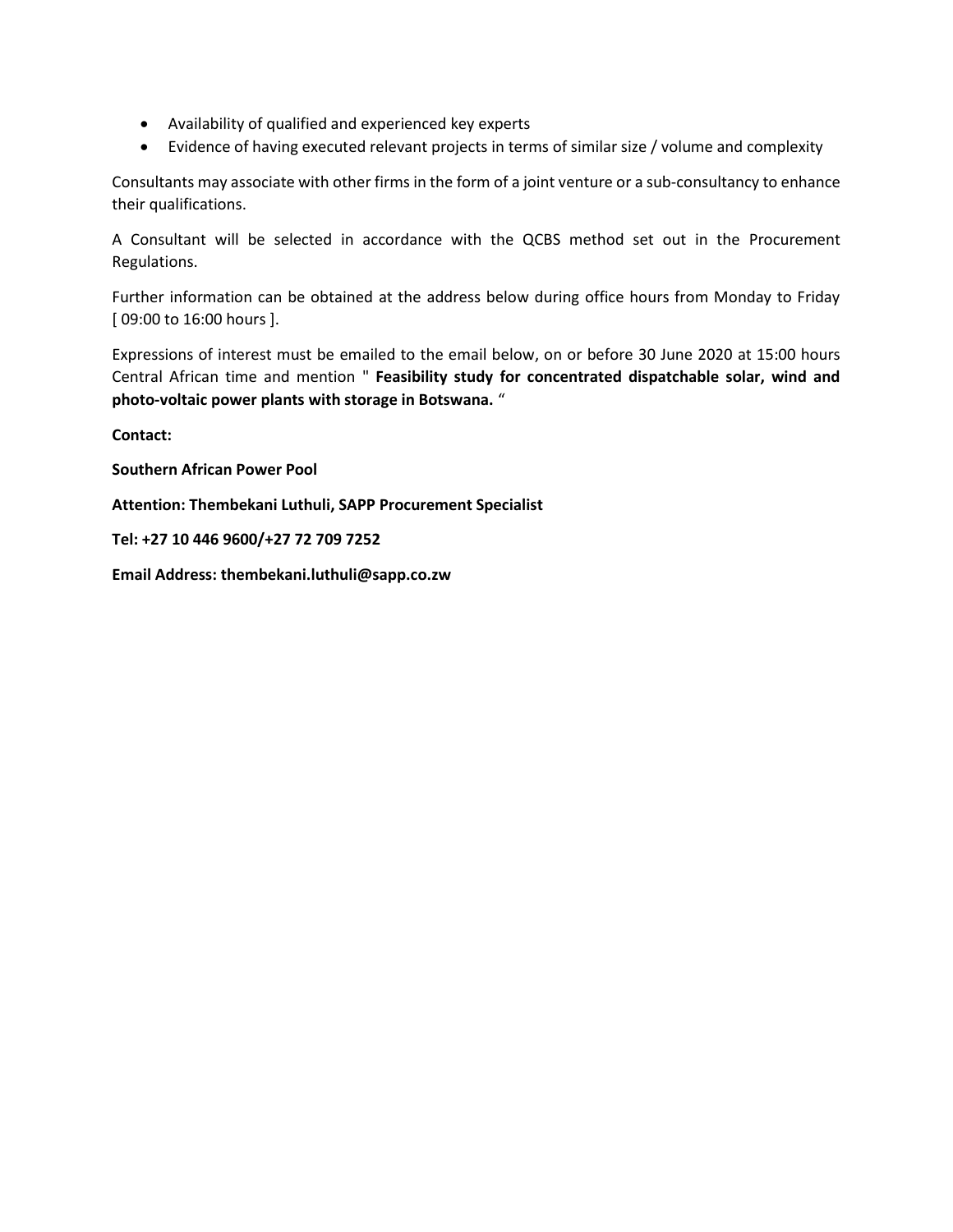- Availability of qualified and experienced key experts
- Evidence of having executed relevant projects in terms of similar size / volume and complexity

Consultants may associate with other firms in the form of a joint venture or a sub-consultancy to enhance their qualifications.

A Consultant will be selected in accordance with the QCBS method set out in the Procurement Regulations.

Further information can be obtained at the address below during office hours from Monday to Friday [ 09:00 to 16:00 hours ].

Expressions of interest must be emailed to the email below, on or before 30 June 2020 at 15:00 hours Central African time and mention " **Feasibility study for concentrated dispatchable solar, wind and photo-voltaic power plants with storage in Botswana.** "

**Contact:**

**Southern African Power Pool**

**Attention: Thembekani Luthuli, SAPP Procurement Specialist**

**Tel: +27 10 446 9600/+27 72 709 7252**

**Email Address: thembekani.luthuli@sapp.co.zw**